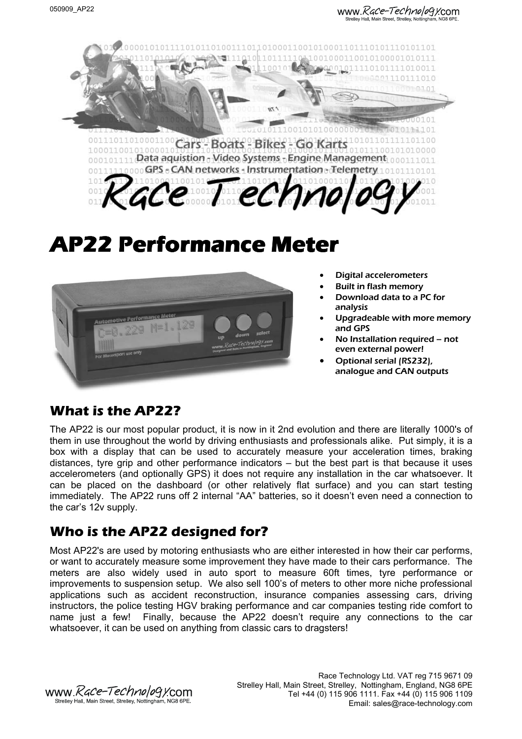Cars - Boats - Bikes - Go Karts

Data aquistion - Video Systems - Engine Management

GPS - CAN networks - Instrumentation - Telemetry

Race Technology

# AP22 Performance Meter

- Digital accelerometers
- Built in flash memory
- Download data to a PC for analysis
- Upgradeable with more memory and GPS
- No Installation required – not even external power!
- Optional serial (RS232), analogue and CAN outputs

## What is the AP22?

The AP22 is our most popular product, it is now in it 2nd evolution and there are literally 1000's of them in use throughout the world by driving enthusiasts and professionals alike. Put simply, it is a box with a display that can be used to accurately measure your acceleration times, braking distances, tyre grip and other performance indicators – but the best part is that because it uses accelerometers (and optionally GPS) it does not require any installation in the car whatsoever. It can be placed on the dashboard (or other relatively flat surface) and you can start testing immediately. The AP22 runs off 2 internal "AA" batteries, so it doesn't even need a connection to the car's 12v supply.

## Who is the AP22 designed for?

Most AP22's are used by motoring enthusiasts who are either interested in how their car performs, or want to accurately measure some improvement they have made to their cars performance. The meters are also widely used in auto sport to measure 60ft times, tyre performance or improvements to suspension setup. We also sell 100's of meters to other more niche professional applications such as accident reconstruction, insurance companies assessing cars, driving instructors, the police testing HGV braking performance and car companies testing ride comfort to name just a few! Finally, because the AP22 doesn't require any connections to the car whatsoever, it can be used on anything from classic cars to dragsters!

Race Technology Ltd. VAT reg 715 9671 09
Strelley Hall, Main Street, Strelley, Nottingham, England, NG8 6PE
Tel +44 (0) 115 906 1111. Fax +44 (0) 115 906 1109
Email: sales@race-technology.com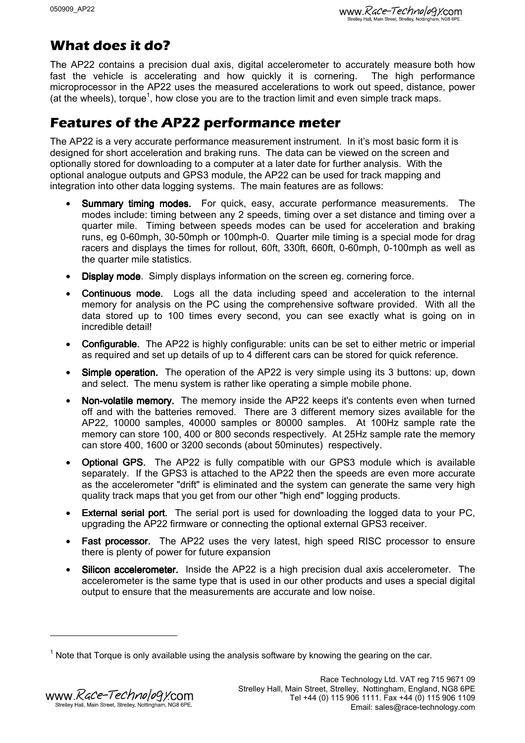## What does it do?

The AP22 contains a precision dual axis, digital accelerometer to accurately measure both how fast the vehicle is accelerating and how quickly it is cornering. The high performance microprocessor in the AP22 uses the measured accelerations to work out speed, distance, power (at the wheels), torque[1], how close you are to the traction limit and even simple track maps.

## Features of the AP22 performance meter

The AP22 is a very accurate performance measurement instrument. In it's most basic form it is designed for short acceleration and braking runs. The data can be viewed on the screen and optionally stored for downloading to a computer at a later date for further analysis. With the optional analogue outputs and GPS3 module, the AP22 can be used for track mapping and integration into other data logging systems. The main features are as follows:

- **Summary timing modes.** For quick, easy, accurate performance measurements. The modes include: timing between any 2 speeds, timing over a set distance and timing over a quarter mile. Timing between speeds modes can be used for acceleration and braking runs, eg 0-60mph, 30-50mph or 100mph-0. Quarter mile timing is a special mode for drag racers and displays the times for rollout, 60ft, 330ft, 660ft, 0-60mph, 0-100mph as well as the quarter mile statistics.
- **Display mode**. Simply displays information on the screen eg. cornering force.
- **Continuous mode.** Logs all the data including speed and acceleration to the internal memory for analysis on the PC using the comprehensive software provided. With all the data stored up to 100 times every second, you can see exactly what is going on in incredible detail!
- **Configurable.** The AP22 is highly configurable: units can be set to either metric or imperial as required and set up details of up to 4 different cars can be stored for quick reference.
- **Simple operation.** The operation of the AP22 is very simple using its 3 buttons: up, down and select. The menu system is rather like operating a simple mobile phone.
- **Non-volatile memory.** The memory inside the AP22 keeps it's contents even when turned off and with the batteries removed. There are 3 different memory sizes available for the AP22, 10000 samples, 40000 samples or 80000 samples. At 100Hz sample rate the memory can store 100, 400 or 800 seconds respectively. At 25Hz sample rate the memory can store 400, 1600 or 3200 seconds (about 50minutes) respectively.
- **Optional GPS.** The AP22 is fully compatible with our GPS3 module which is available separately. If the GPS3 is attached to the AP22 then the speeds are even more accurate as the accelerometer "drift" is eliminated and the system can generate the same very high quality track maps that you get from our other "high end" logging products.
- **External serial port.** The serial port is used for downloading the logged data to your PC, upgrading the AP22 firmware or connecting the optional external GPS3 receiver.
- **Fast processor.** The AP22 uses the very latest, high speed RISC processor to ensure there is plenty of power for future expansion
- **Silicon accelerometer.** Inside the AP22 is a high precision dual axis accelerometer. The accelerometer is the same type that is used in our other products and uses a special digital output to ensure that the measurements are accurate and low noise.

[1] Note that Torque is only available using the analysis software by knowing the gearing on the car.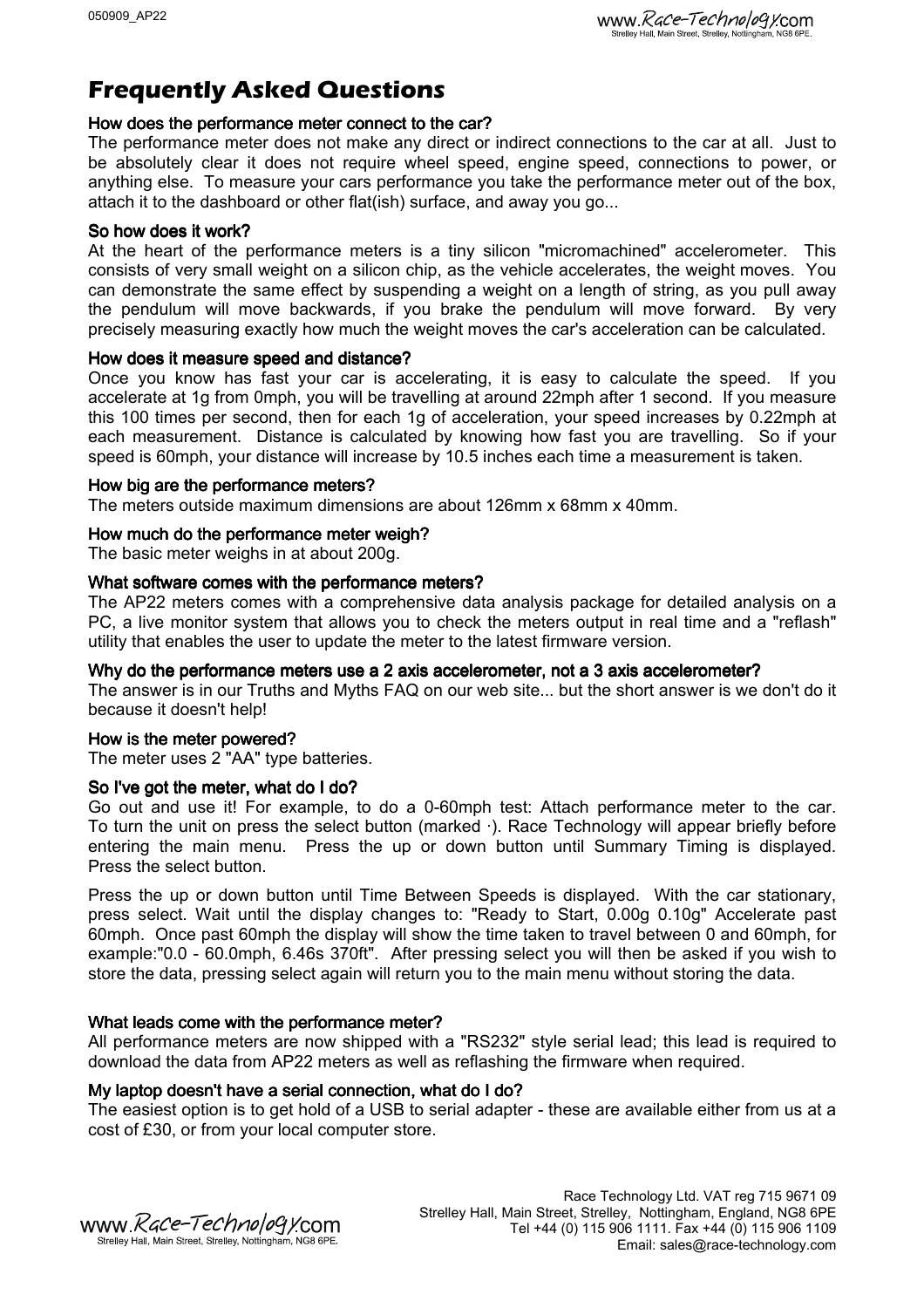# Frequently Asked Questions

### How does the performance meter connect to the car?

The performance meter does not make any direct or indirect connections to the car at all. Just to be absolutely clear it does not require wheel speed, engine speed, connections to power, or anything else. To measure your cars performance you take the performance meter out of the box, attach it to the dashboard or other flat(ish) surface, and away you go...

### So how does it work?

At the heart of the performance meters is a tiny silicon "micromachined" accelerometer. This consists of very small weight on a silicon chip, as the vehicle accelerates, the weight moves. You can demonstrate the same effect by suspending a weight on a length of string, as you pull away the pendulum will move backwards, if you brake the pendulum will move forward. By very precisely measuring exactly how much the weight moves the car's acceleration can be calculated.

### How does it measure speed and distance?

Once you know has fast your car is accelerating, it is easy to calculate the speed. If you accelerate at 1g from 0mph, you will be travelling at around 22mph after 1 second. If you measure this 100 times per second, then for each 1g of acceleration, your speed increases by 0.22mph at each measurement. Distance is calculated by knowing how fast you are travelling. So if your speed is 60mph, your distance will increase by 10.5 inches each time a measurement is taken.

### How big are the performance meters?

The meters outside maximum dimensions are about 126mm x 68mm x 40mm.

### How much do the performance meter weigh?

The basic meter weighs in at about 200g.

### What software comes with the performance meters?

The AP22 meters comes with a comprehensive data analysis package for detailed analysis on a PC, a live monitor system that allows you to check the meters output in real time and a "reflash" utility that enables the user to update the meter to the latest firmware version.

### Why do the performance meters use a 2 axis accelerometer, not a 3 axis accelerometer?

The answer is in our Truths and Myths FAQ on our web site... but the short answer is we don't do it because it doesn't help!

### How is the meter powered?

The meter uses 2 "AA" type batteries.

### So I've got the meter, what do I do?

Go out and use it! For example, to do a 0-60mph test: Attach performance meter to the car. To turn the unit on press the select button (marked ·). Race Technology will appear briefly before entering the main menu. Press the up or down button until Summary Timing is displayed. Press the select button.

Press the up or down button until Time Between Speeds is displayed. With the car stationary, press select. Wait until the display changes to: "Ready to Start, 0.00g 0.10g" Accelerate past 60mph. Once past 60mph the display will show the time taken to travel between 0 and 60mph, for example:"0.0 - 60.0mph, 6.46s 370ft". After pressing select you will then be asked if you wish to store the data, pressing select again will return you to the main menu without storing the data.

### What leads come with the performance meter?

All performance meters are now shipped with a "RS232" style serial lead; this lead is required to download the data from AP22 meters as well as reflashing the firmware when required.

### My laptop doesn't have a serial connection, what do I do?

The easiest option is to get hold of a USB to serial adapter - these are available either from us at a cost of £30, or from your local computer store.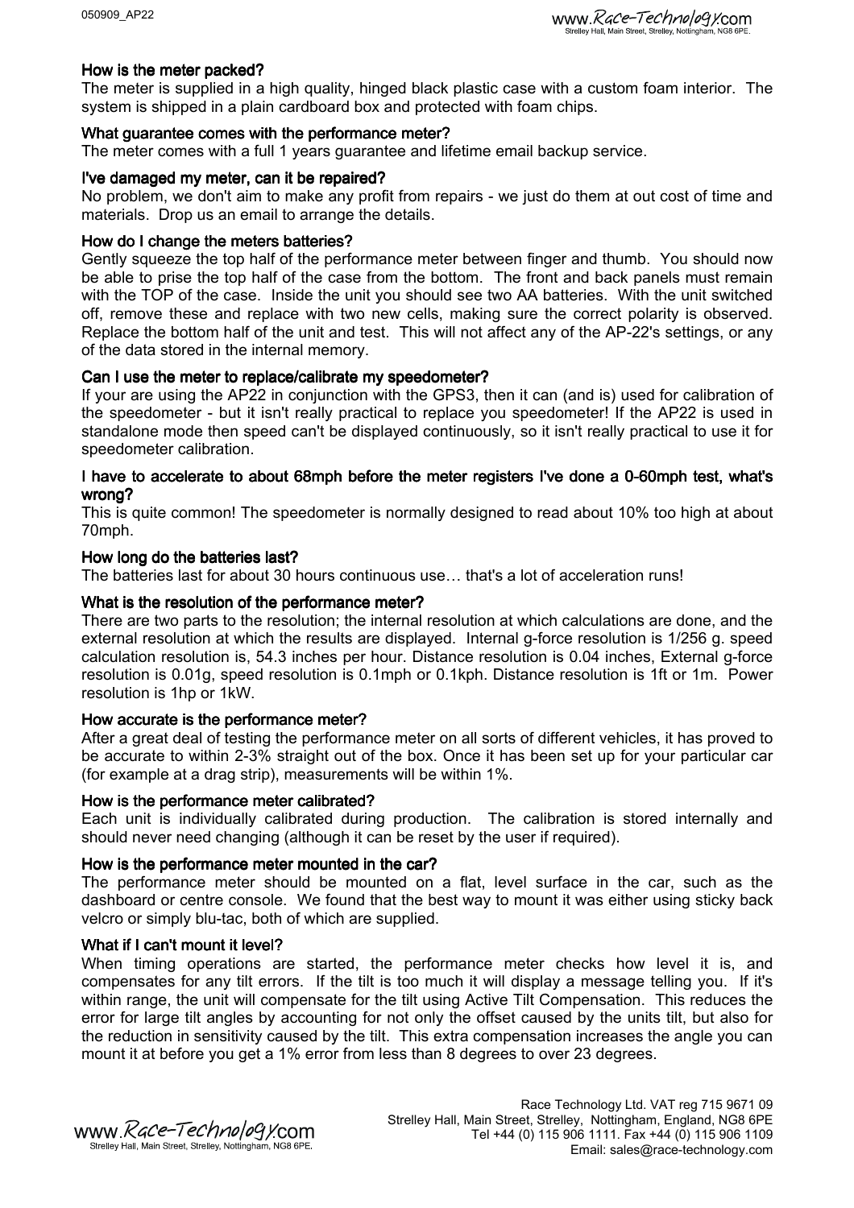### How is the meter packed?

The meter is supplied in a high quality, hinged black plastic case with a custom foam interior. The system is shipped in a plain cardboard box and protected with foam chips.

### What guarantee comes with the performance meter?

The meter comes with a full 1 years guarantee and lifetime email backup service.

### I've damaged my meter, can it be repaired?

No problem, we don't aim to make any profit from repairs - we just do them at out cost of time and materials. Drop us an email to arrange the details.

### How do I change the meters batteries?

Gently squeeze the top half of the performance meter between finger and thumb. You should now be able to prise the top half of the case from the bottom. The front and back panels must remain with the TOP of the case. Inside the unit you should see two AA batteries. With the unit switched off, remove these and replace with two new cells, making sure the correct polarity is observed. Replace the bottom half of the unit and test. This will not affect any of the AP-22's settings, or any of the data stored in the internal memory.

### Can I use the meter to replace/calibrate my speedometer?

If your are using the AP22 in conjunction with the GPS3, then it can (and is) used for calibration of the speedometer - but it isn't really practical to replace you speedometer! If the AP22 is used in standalone mode then speed can't be displayed continuously, so it isn't really practical to use it for speedometer calibration.

### I have to accelerate to about 68mph before the meter registers I've done a 0-60mph test, what's wrong?

This is quite common! The speedometer is normally designed to read about 10% too high at about 70mph.

### How long do the batteries last?

The batteries last for about 30 hours continuous use… that's a lot of acceleration runs!

### What is the resolution of the performance meter?

There are two parts to the resolution; the internal resolution at which calculations are done, and the external resolution at which the results are displayed. Internal g-force resolution is 1/256 g. speed calculation resolution is, 54.3 inches per hour. Distance resolution is 0.04 inches, External g-force resolution is 0.01g, speed resolution is 0.1mph or 0.1kph. Distance resolution is 1ft or 1m. Power resolution is 1hp or 1kW.

### How accurate is the performance meter?

After a great deal of testing the performance meter on all sorts of different vehicles, it has proved to be accurate to within 2-3% straight out of the box. Once it has been set up for your particular car (for example at a drag strip), measurements will be within 1%.

### How is the performance meter calibrated?

Each unit is individually calibrated during production. The calibration is stored internally and should never need changing (although it can be reset by the user if required).

### How is the performance meter mounted in the car?

The performance meter should be mounted on a flat, level surface in the car, such as the dashboard or centre console. We found that the best way to mount it was either using sticky back velcro or simply blu-tac, both of which are supplied.

### What if I can't mount it level?

When timing operations are started, the performance meter checks how level it is, and compensates for any tilt errors. If the tilt is too much it will display a message telling you. If it's within range, the unit will compensate for the tilt using Active Tilt Compensation. This reduces the error for large tilt angles by accounting for not only the offset caused by the units tilt, but also for the reduction in sensitivity caused by the tilt. This extra compensation increases the angle you can mount it at before you get a 1% error from less than 8 degrees to over 23 degrees.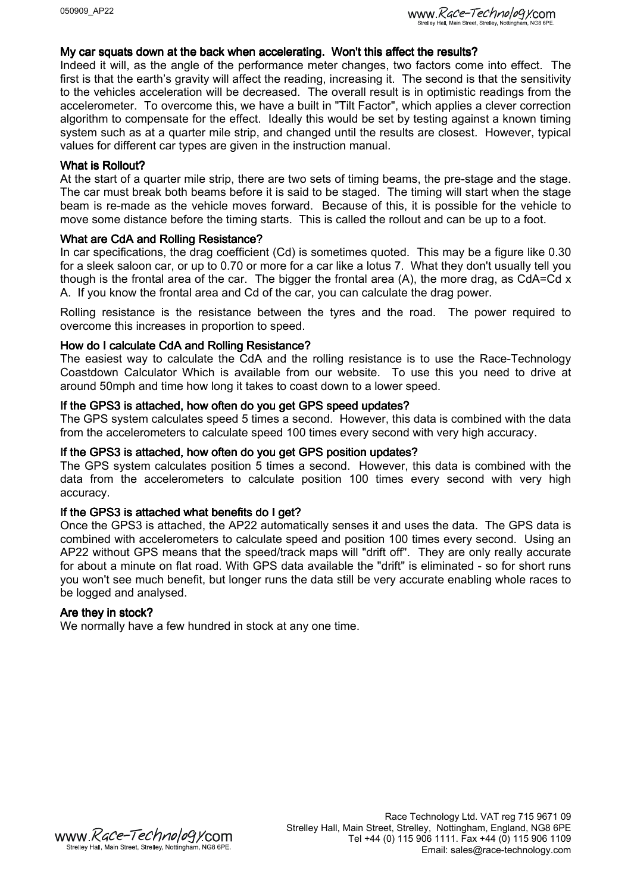### My car squats down at the back when accelerating. Won't this affect the results?

Indeed it will, as the angle of the performance meter changes, two factors come into effect. The first is that the earth's gravity will affect the reading, increasing it. The second is that the sensitivity to the vehicles acceleration will be decreased. The overall result is in optimistic readings from the accelerometer. To overcome this, we have a built in "Tilt Factor", which applies a clever correction algorithm to compensate for the effect. Ideally this would be set by testing against a known timing system such as at a quarter mile strip, and changed until the results are closest. However, typical values for different car types are given in the instruction manual.

### What is Rollout?

At the start of a quarter mile strip, there are two sets of timing beams, the pre-stage and the stage. The car must break both beams before it is said to be staged. The timing will start when the stage beam is re-made as the vehicle moves forward. Because of this, it is possible for the vehicle to move some distance before the timing starts. This is called the rollout and can be up to a foot.

### What are CdA and Rolling Resistance?

In car specifications, the drag coefficient (Cd) is sometimes quoted. This may be a figure like 0.30 for a sleek saloon car, or up to 0.70 or more for a car like a lotus 7. What they don't usually tell you though is the frontal area of the car. The bigger the frontal area (A), the more drag, as CdA=Cd x A. If you know the frontal area and Cd of the car, you can calculate the drag power.

Rolling resistance is the resistance between the tyres and the road. The power required to overcome this increases in proportion to speed.

### How do I calculate CdA and Rolling Resistance?

The easiest way to calculate the CdA and the rolling resistance is to use the Race-Technology Coastdown Calculator Which is available from our website. To use this you need to drive at around 50mph and time how long it takes to coast down to a lower speed.

### If the GPS3 is attached, how often do you get GPS speed updates?

The GPS system calculates speed 5 times a second. However, this data is combined with the data from the accelerometers to calculate speed 100 times every second with very high accuracy.

### If the GPS3 is attached, how often do you get GPS position updates?

The GPS system calculates position 5 times a second. However, this data is combined with the data from the accelerometers to calculate position 100 times every second with very high accuracy.

### If the GPS3 is attached what benefits do I get?

Once the GPS3 is attached, the AP22 automatically senses it and uses the data. The GPS data is combined with accelerometers to calculate speed and position 100 times every second. Using an AP22 without GPS means that the speed/track maps will "drift off". They are only really accurate for about a minute on flat road. With GPS data available the "drift" is eliminated - so for short runs you won't see much benefit, but longer runs the data still be very accurate enabling whole races to be logged and analysed.

### Are they in stock?

We normally have a few hundred in stock at any one time.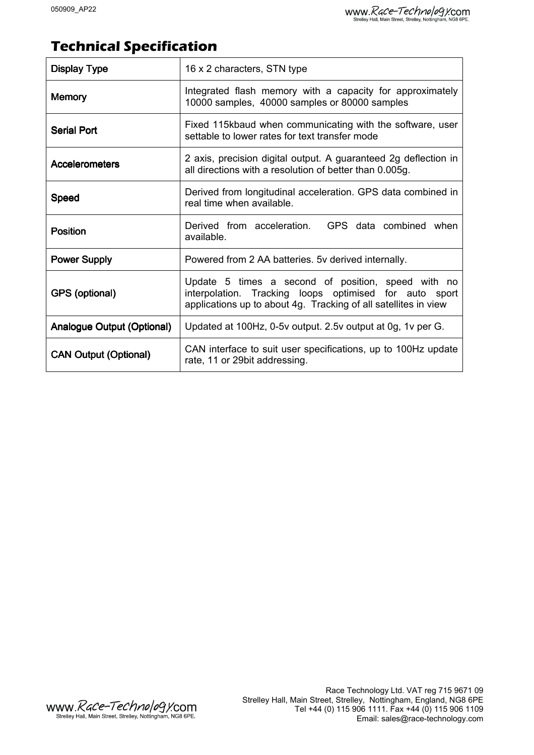## Technical Specification

| | |
|---|---|
| **Display Type** | 16 x 2 characters, STN type |
| **Memory** | Integrated flash memory with a capacity for approximately 10000 samples, 40000 samples or 80000 samples |
| **Serial Port** | Fixed 115kbaud when communicating with the software, user settable to lower rates for text transfer mode |
| **Accelerometers** | 2 axis, precision digital output. A guaranteed 2g deflection in all directions with a resolution of better than 0.005g. |
| **Speed** | Derived from longitudinal acceleration. GPS data combined in real time when available. |
| **Position** | Derived from acceleration. GPS data combined when available. |
| **Power Supply** | Powered from 2 AA batteries. 5v derived internally. |
| **GPS (optional)** | Update 5 times a second of position, speed with no interpolation. Tracking loops optimised for auto sport applications up to about 4g. Tracking of all satellites in view |
| **Analogue Output (Optional)** | Updated at 100Hz, 0-5v output. 2.5v output at 0g, 1v per G. |
| **CAN Output (Optional)** | CAN interface to suit user specifications, up to 100Hz update rate, 11 or 29bit addressing. |

Race Technology Ltd. VAT reg 715 9671 09
Strelley Hall, Main Street, Strelley, Nottingham, England, NG8 6PE
Tel +44 (0) 115 906 1111. Fax +44 (0) 115 906 1109
Email: sales@race-technology.com